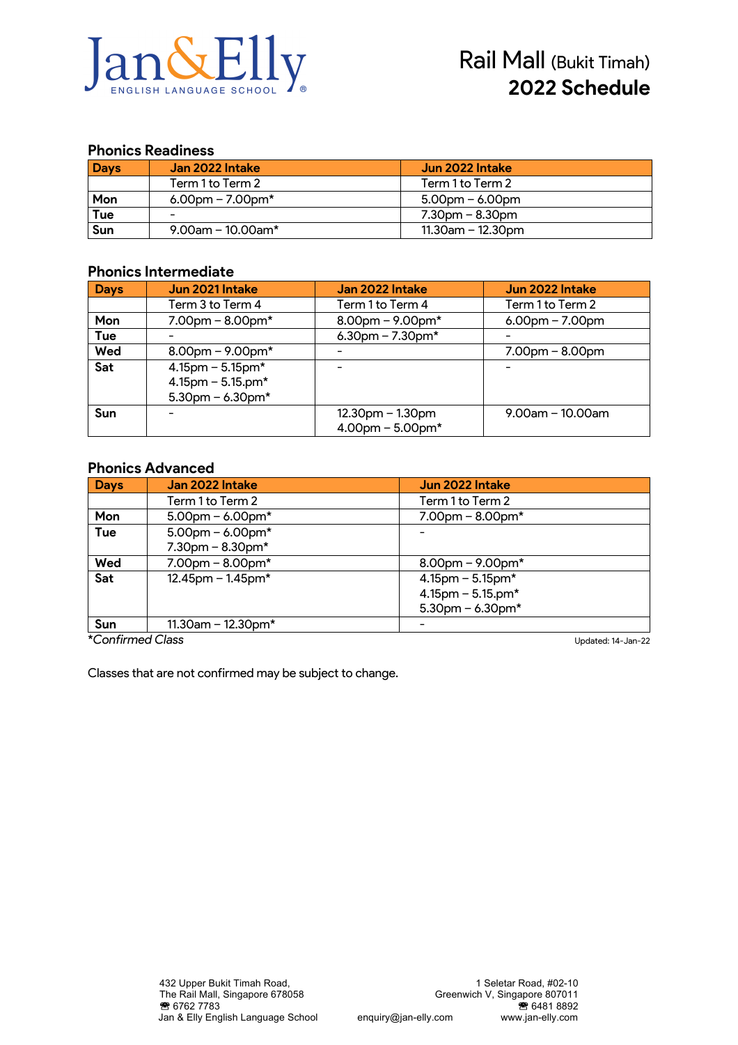# Jan&Elly ENGLISH LANGUAGE SCHOOL

## Rail Mall (Bukit Timah) 2022 Schedule

### Phonics Readiness

| Days | Jan 2022 Intake | Jun 2022 Intake |
|---|---|---|
| | Term 1 to Term 2 | Term 1 to Term 2 |
| Mon | 6.00pm – 7.00pm* | 5.00pm – 6.00pm |
| Tue | - | 7.30pm – 8.30pm |
| Sun | 9.00am – 10.00am* | 11.30am – 12.30pm |

### Phonics Intermediate

| Days | Jun 2021 Intake | Jan 2022 Intake | Jun 2022 Intake |
|---|---|---|---|
| | Term 3 to Term 4 | Term 1 to Term 4 | Term 1 to Term 2 |
| Mon | 7.00pm – 8.00pm* | 8.00pm – 9.00pm* | 6.00pm – 7.00pm |
| Tue | - | 6.30pm – 7.30pm* | - |
| Wed | 8.00pm – 9.00pm* | - | 7.00pm – 8.00pm |
| Sat | 4.15pm – 5.15pm*<br>4.15pm – 5.15.pm*<br>5.30pm – 6.30pm* | - | - |
| Sun | - | 12.30pm – 1.30pm<br>4.00pm – 5.00pm* | 9.00am – 10.00am |

### Phonics Advanced

| Days | Jan 2022 Intake | Jun 2022 Intake |
|---|---|---|
| | Term 1 to Term 2 | Term 1 to Term 2 |
| Mon | 5.00pm – 6.00pm* | 7.00pm – 8.00pm* |
| Tue | 5.00pm – 6.00pm*<br>7.30pm – 8.30pm* | - |
| Wed | 7.00pm – 8.00pm* | 8.00pm – 9.00pm* |
| Sat | 12.45pm – 1.45pm* | 4.15pm – 5.15pm*<br>4.15pm – 5.15.pm*<br>5.30pm – 6.30pm* |
| Sun | 11.30am – 12.30pm* | - |

**Confirmed Class*

Updated: 14-Jan-22

Classes that are not confirmed may be subject to change.

432 Upper Bukit Timah Road,
The Rail Mall, Singapore 678058
☎ 6762 7783
Jan & Elly English Language School

enquiry@jan-elly.com

1 Seletar Road, #02-10
Greenwich V, Singapore 807011
☎ 6481 8892
www.jan-elly.com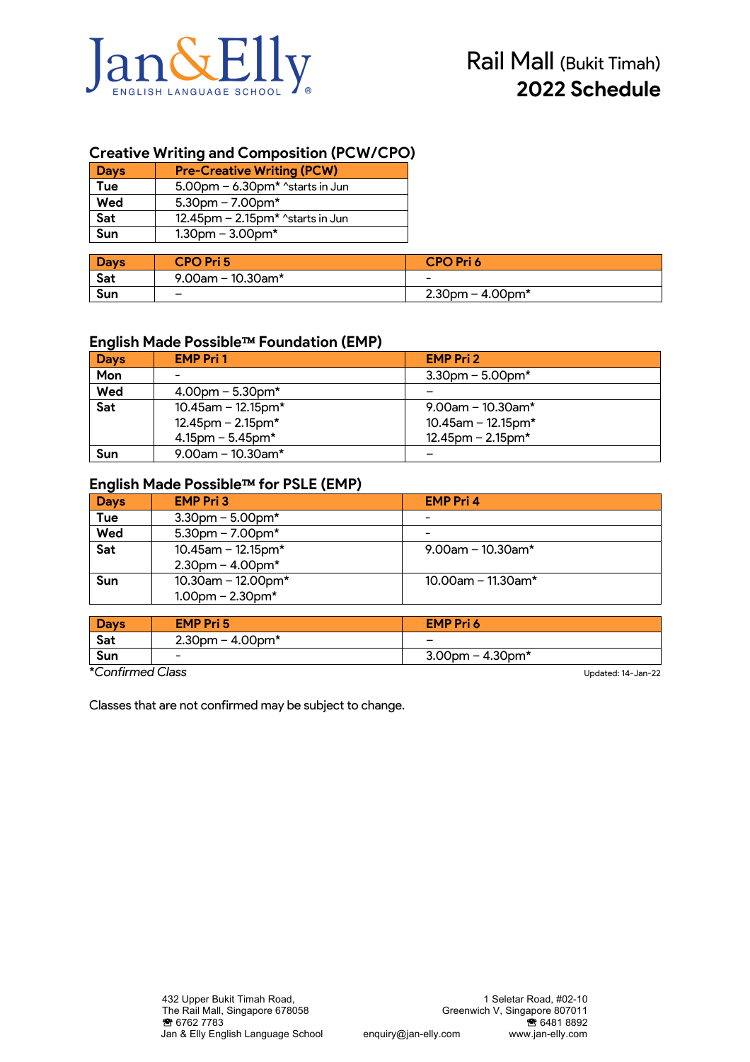Jan&Elly
ENGLISH LANGUAGE SCHOOL ®

# Rail Mall (Bukit Timah)
# 2022 Schedule

## Creative Writing and Composition (PCW/CPO)

| Days | Pre-Creative Writing (PCW) |
|---|---|
| Tue | 5.00pm – 6.30pm* ^starts in Jun |
| Wed | 5.30pm – 7.00pm* |
| Sat | 12.45pm – 2.15pm* ^starts in Jun |
| Sun | 1.30pm – 3.00pm* |

| Days | CPO Pri 5 | CPO Pri 6 |
|---|---|---|
| Sat | 9.00am – 10.30am* | - |
| Sun | – | 2.30pm – 4.00pm* |

## English Made Possible™ Foundation (EMP)

| Days | EMP Pri 1 | EMP Pri 2 |
|---|---|---|
| Mon | - | 3.30pm – 5.00pm* |
| Wed | 4.00pm – 5.30pm* | – |
| Sat | 10.45am – 12.15pm*<br>12.45pm – 2.15pm*<br>4.15pm – 5.45pm* | 9.00am – 10.30am*<br>10.45am – 12.15pm*<br>12.45pm – 2.15pm* |
| Sun | 9.00am – 10.30am* | – |

## English Made Possible™ for PSLE (EMP)

| Days | EMP Pri 3 | EMP Pri 4 |
|---|---|---|
| Tue | 3.30pm – 5.00pm* | - |
| Wed | 5.30pm – 7.00pm* | - |
| Sat | 10.45am – 12.15pm*<br>2.30pm – 4.00pm* | 9.00am – 10.30am* |
| Sun | 10.30am – 12.00pm*<br>1.00pm – 2.30pm* | 10.00am – 11.30am* |

| Days | EMP Pri 5 | EMP Pri 6 |
|---|---|---|
| Sat | 2.30pm – 4.00pm* | – |
| Sun | - | 3.00pm – 4.30pm* |

*\*Confirmed Class*

Updated: 14-Jan-22

Classes that are not confirmed may be subject to change.

432 Upper Bukit Timah Road,
The Rail Mall, Singapore 678058
☎ 6762 7783
Jan & Elly English Language School

1 Seletar Road, #02-10
Greenwich V, Singapore 807011
☎ 6481 8892
www.jan-elly.com

enquiry@jan-elly.com